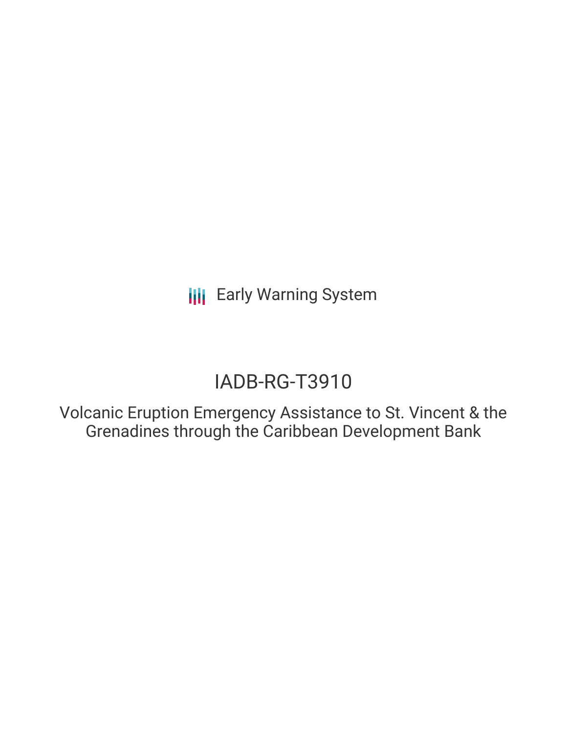Early Warning System

# IADB-RG-T3910

## Volcanic Eruption Emergency Assistance to St. Vincent & the Grenadines through the Caribbean Development Bank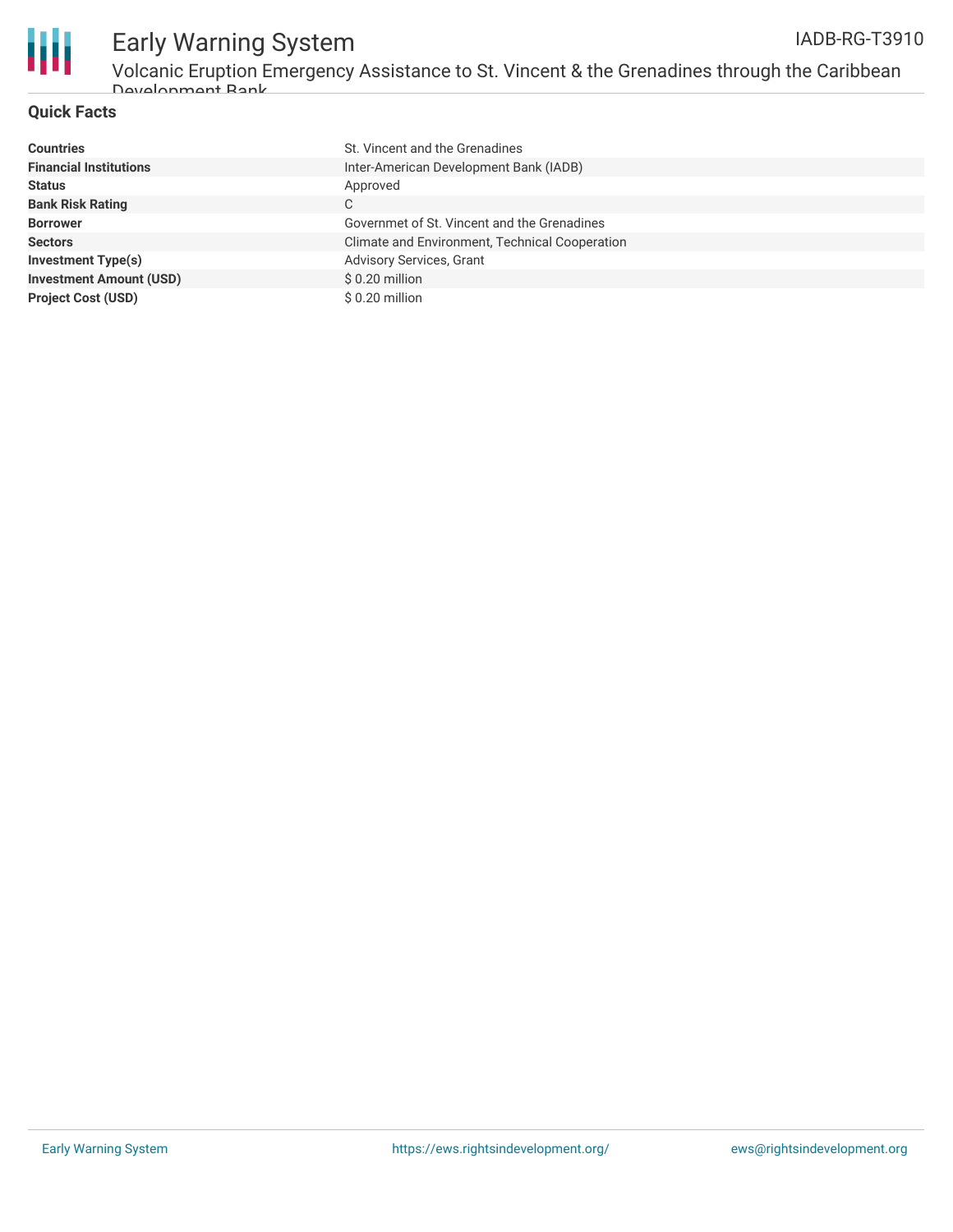## Quick Facts

| | |
|---|---|
| **Countries** | St. Vincent and the Grenadines |
| **Financial Institutions** | Inter-American Development Bank (IADB) |
| **Status** | Approved |
| **Bank Risk Rating** | C |
| **Borrower** | Governmet of St. Vincent and the Grenadines |
| **Sectors** | Climate and Environment, Technical Cooperation |
| **Investment Type(s)** | Advisory Services, Grant |
| **Investment Amount (USD)** | $ 0.20 million |
| **Project Cost (USD)** | $ 0.20 million |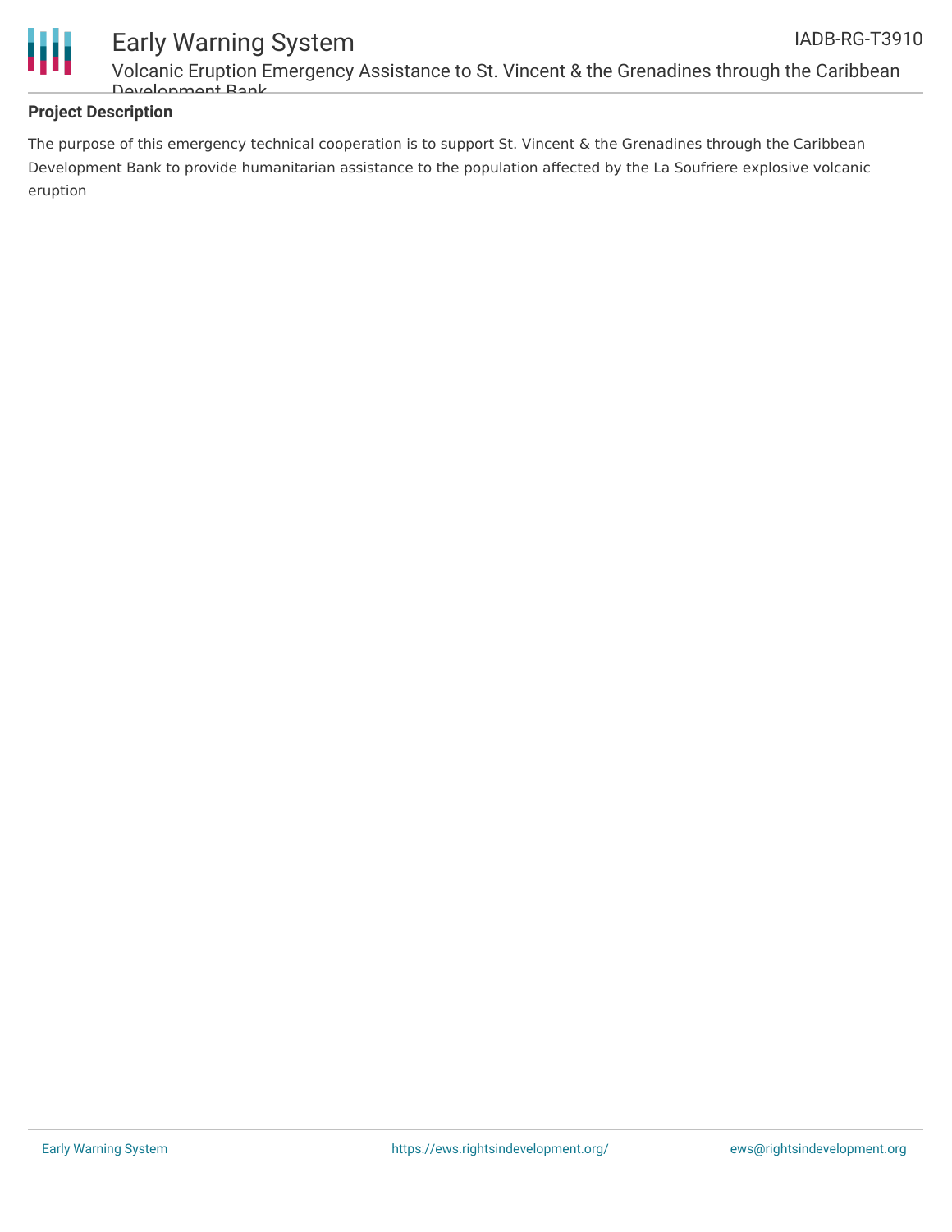## Project Description

The purpose of this emergency technical cooperation is to support St. Vincent & the Grenadines through the Caribbean Development Bank to provide humanitarian assistance to the population affected by the La Soufriere explosive volcanic eruption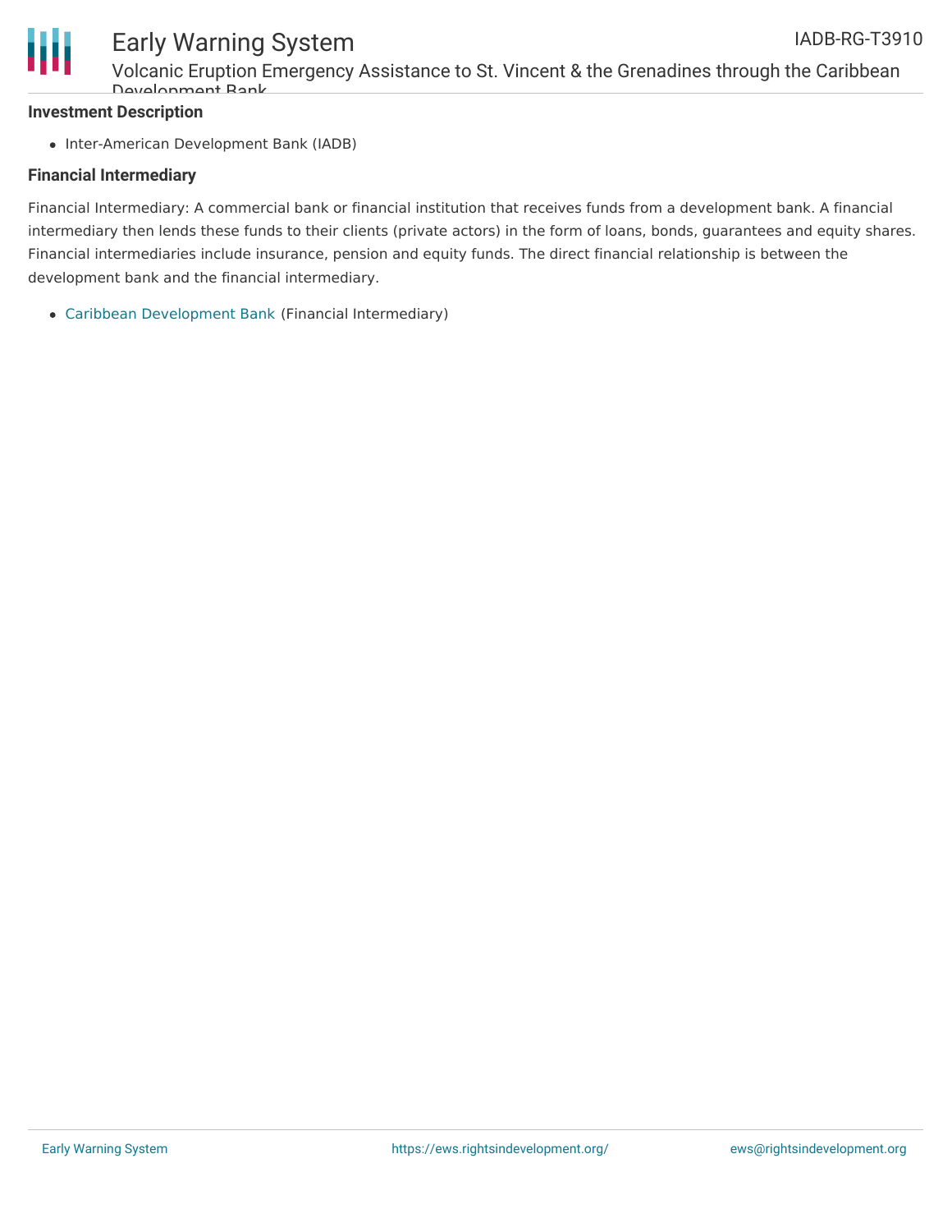### Investment Description

- Inter-American Development Bank (IADB)

### Financial Intermediary

Financial Intermediary: A commercial bank or financial institution that receives funds from a development bank. A financial intermediary then lends these funds to their clients (private actors) in the form of loans, bonds, guarantees and equity shares. Financial intermediaries include insurance, pension and equity funds. The direct financial relationship is between the development bank and the financial intermediary.

- Caribbean Development Bank (Financial Intermediary)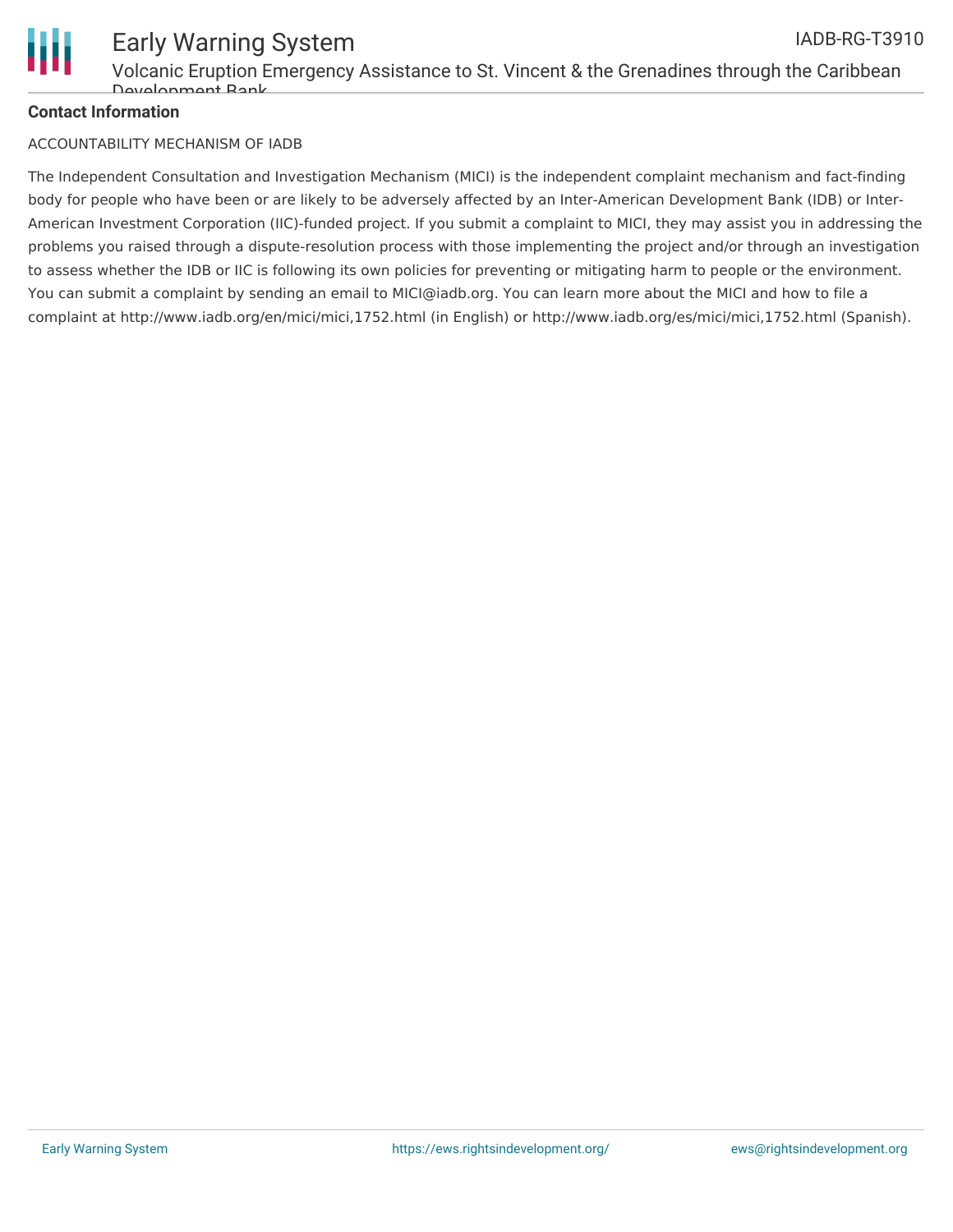**Contact Information**

ACCOUNTABILITY MECHANISM OF IADB

The Independent Consultation and Investigation Mechanism (MICI) is the independent complaint mechanism and fact-finding body for people who have been or are likely to be adversely affected by an Inter-American Development Bank (IDB) or Inter-American Investment Corporation (IIC)-funded project. If you submit a complaint to MICI, they may assist you in addressing the problems you raised through a dispute-resolution process with those implementing the project and/or through an investigation to assess whether the IDB or IIC is following its own policies for preventing or mitigating harm to people or the environment. You can submit a complaint by sending an email to MICI@iadb.org. You can learn more about the MICI and how to file a complaint at http://www.iadb.org/en/mici/mici,1752.html (in English) or http://www.iadb.org/es/mici/mici,1752.html (Spanish).